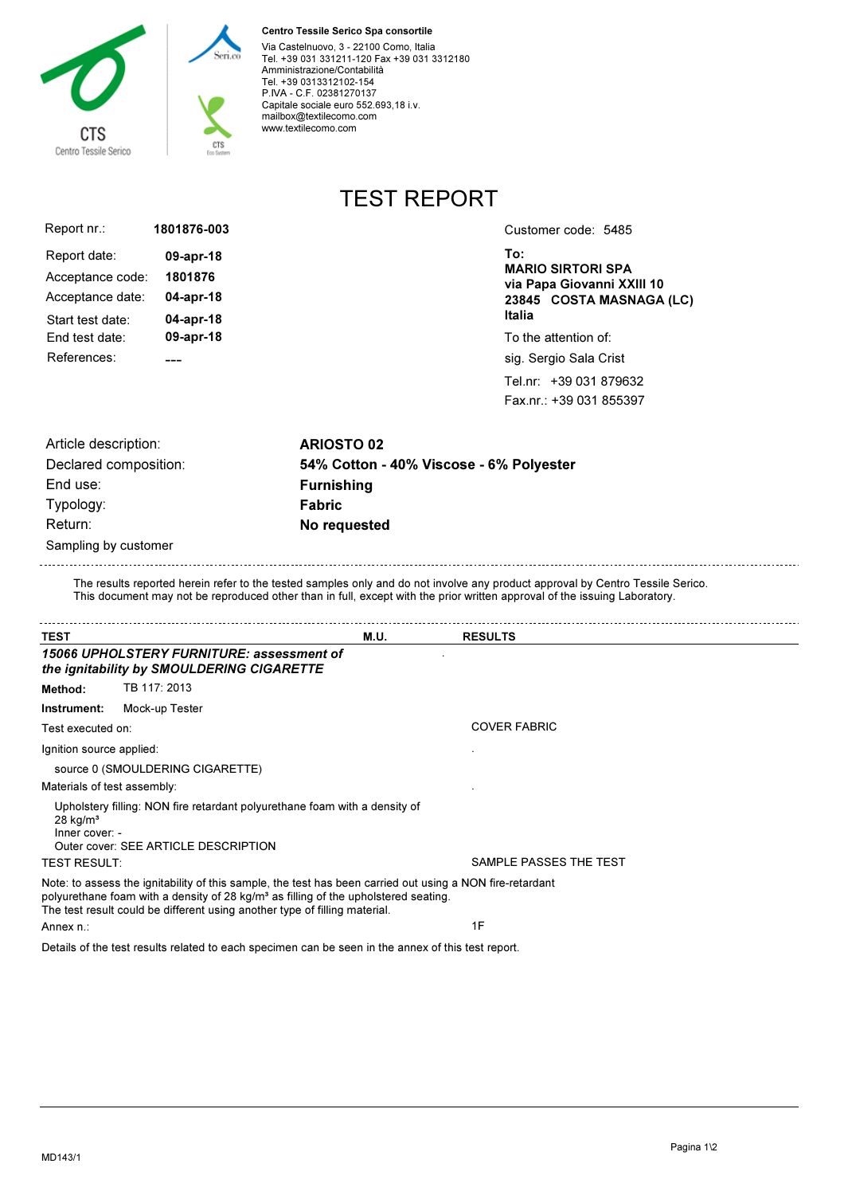**Centro Tessile Serico Spa consortile**
Via Castelnuovo, 3 - 22100 Como, Italia
Tel. +39 031 331211-120 Fax +39 031 3312180
Amministrazione/Contabilità
Tel. +39 0313312102-154
P.IVA - C.F. 02381270137
Capitale sociale euro 552.693,18 i.v.
mailbox@textilecomo.com
www.textilecomo.com

# TEST REPORT

| | |
|---|---|
| Report nr.: | **1801876-003** |
| Report date: | **09-apr-18** |
| Acceptance code: | **1801876** |
| Acceptance date: | **04-apr-18** |
| Start test date: | **04-apr-18** |
| End test date: | **09-apr-18** |
| References: | **---** |

Customer code: 5485

**To:**
**MARIO SIRTORI SPA**
**via Papa Giovanni XXIII 10**
**23845 COSTA MASNAGA (LC)**
**Italia**

To the attention of:
sig. Sergio Sala Crist
Tel.nr: +39 031 879632
Fax.nr.: +39 031 855397

| | |
|---|---|
| Article description: | **ARIOSTO 02** |
| Declared composition: | **54% Cotton - 40% Viscose - 6% Polyester** |
| End use: | **Furnishing** |
| Typology: | **Fabric** |
| Return: | **No requested** |

Sampling by customer

The results reported herein refer to the tested samples only and do not involve any product approval by Centro Tessile Serico.
This document may not be reproduced other than in full, except with the prior written approval of the issuing Laboratory.

| TEST | M.U. | RESULTS |
|---|---|---|
| ***15066 UPHOLSTERY FURNITURE: assessment of the ignitability by SMOULDERING CIGARETTE*** | | . |
| **Method:** TB 117: 2013 | | |
| **Instrument:** Mock-up Tester | | |
| Test executed on: | | COVER FABRIC |
| Ignition source applied: | | . |
| source 0 (SMOULDERING CIGARETTE) | | |
| Materials of test assembly: | | . |
| Upholstery filling: NON fire retardant polyurethane foam with a density of 28 kg/m³<br>Inner cover: -<br>Outer cover: SEE ARTICLE DESCRIPTION | | |
| TEST RESULT: | | SAMPLE PASSES THE TEST |

Note: to assess the ignitability of this sample, the test has been carried out using a NON fire-retardant polyurethane foam with a density of 28 kg/m³ as filling of the upholstered seating.
The test result could be different using another type of filling material.

Annex n.: 1F

Details of the test results related to each specimen can be seen in the annex of this test report.

MD143/1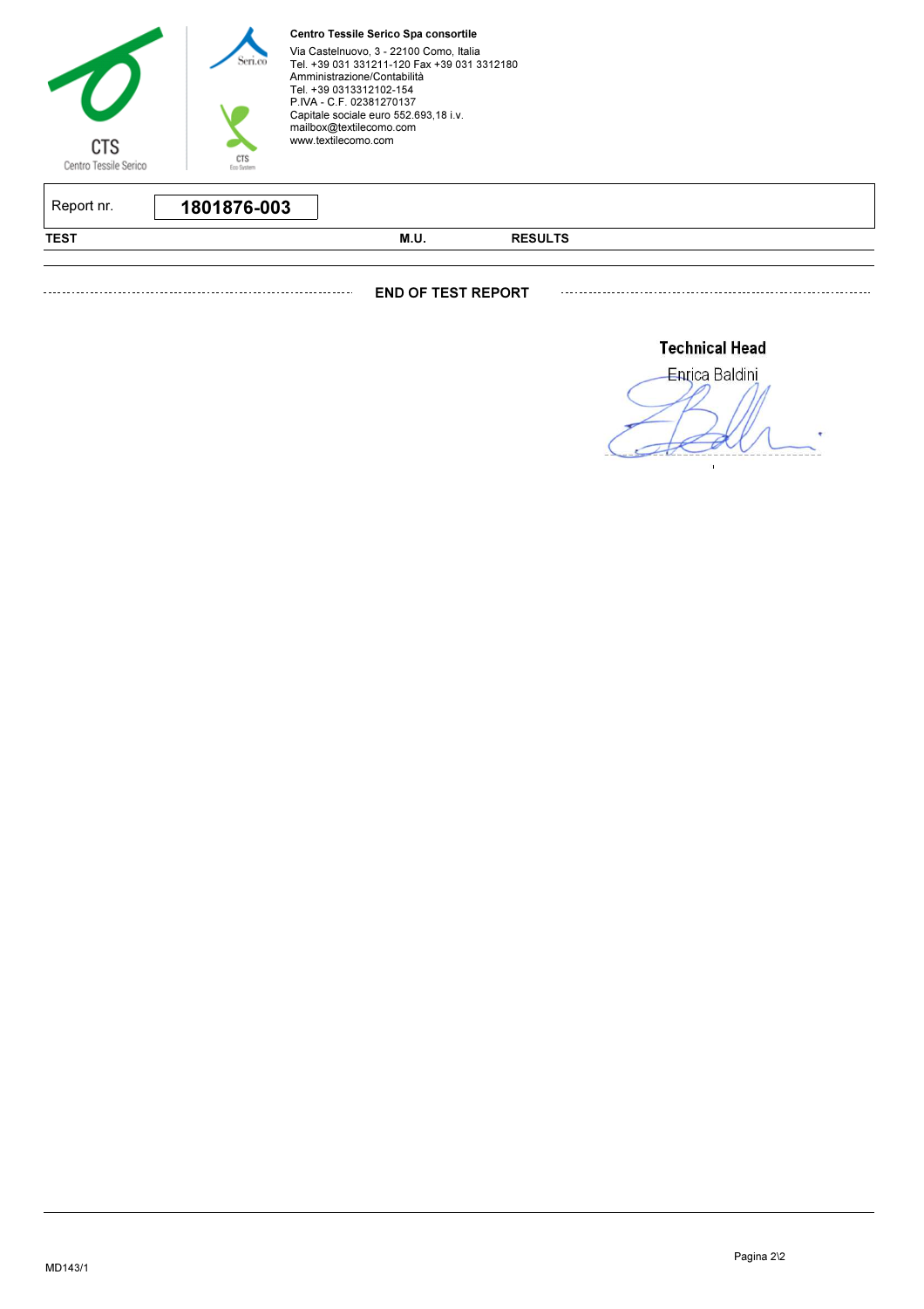**Centro Tessile Serico Spa consortile**
Via Castelnuovo, 3 - 22100 Como, Italia
Tel. +39 031 331211-120 Fax +39 031 3312180
Amministrazione/Contabilità
Tel. +39 0313312102-154
P.IVA - C.F. 02381270137
Capitale sociale euro 552.693,18 i.v.
mailbox@textilecomo.com
www.textilecomo.com

| Report nr. | **1801876-003** |
|---|---|

| TEST | M.U. | RESULTS |
|---|---|---|

**END OF TEST REPORT**

**Technical Head**
Enrica Baldini

MD143/1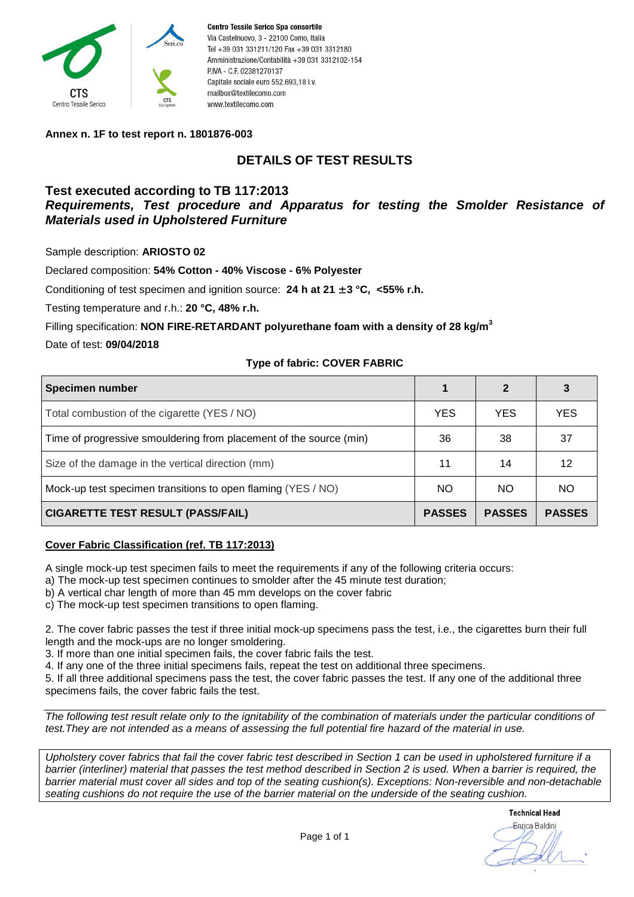Centro Tessile Serico Spa consortile
Via Castelnuovo, 3 - 22100 Como, Italia
Tel +39 031 331211/120 Fax +39 031 3312180
Amministrazione/Contabilità +39 031 3312102-154
P.IVA - C.F. 02381270137
Capitale sociale euro 552.693,18 i.v.
mailbox@textilecomo.com
www.textilecomo.com

**Annex n. 1F to test report n. 1801876-003**

## DETAILS OF TEST RESULTS

### Test executed according to TB 117:2013
### *Requirements, Test procedure and Apparatus for testing the Smolder Resistance of Materials used in Upholstered Furniture*

Sample description: **ARIOSTO 02**

Declared composition: **54% Cotton - 40% Viscose - 6% Polyester**

Conditioning of test specimen and ignition source: **24 h at 21 ± 3 °C, <55% r.h.**

Testing temperature and r.h.: **20 °C, 48% r.h.**

Filling specification: **NON FIRE-RETARDANT polyurethane foam with a density of 28 kg/m$^3$**

Date of test: **09/04/2018**

**Type of fabric: COVER FABRIC**

| **Specimen number** | **1** | **2** | **3** |
|---|---|---|---|
| Total combustion of the cigarette (YES / NO) | YES | YES | YES |
| Time of progressive smouldering from placement of the source (min) | 36 | 38 | 37 |
| Size of the damage in the vertical direction (mm) | 11 | 14 | 12 |
| Mock-up test specimen transitions to open flaming (YES / NO) | NO | NO | NO |
| **CIGARETTE TEST RESULT (PASS/FAIL)** | **PASSES** | **PASSES** | **PASSES** |

**Cover Fabric Classification (ref. TB 117:2013)**

A single mock-up test specimen fails to meet the requirements if any of the following criteria occurs:
a) The mock-up test specimen continues to smolder after the 45 minute test duration;
b) A vertical char length of more than 45 mm develops on the cover fabric
c) The mock-up test specimen transitions to open flaming.

2. The cover fabric passes the test if three initial mock-up specimens pass the test, i.e., the cigarettes burn their full length and the mock-ups are no longer smoldering.
3. If more than one initial specimen fails, the cover fabric fails the test.
4. If any one of the three initial specimens fails, repeat the test on additional three specimens.
5. If all three additional specimens pass the test, the cover fabric passes the test. If any one of the additional three specimens fails, the cover fabric fails the test.

*The following test result relate only to the ignitability of the combination of materials under the particular conditions of test.They are not intended as a means of assessing the full potential fire hazard of the material in use.*

*Upholstery cover fabrics that fail the cover fabric test described in Section 1 can be used in upholstered furniture if a barrier (interliner) material that passes the test method described in Section 2 is used. When a barrier is required, the barrier material must cover all sides and top of the seating cushion(s). Exceptions: Non-reversible and non-detachable seating cushions do not require the use of the barrier material on the underside of the seating cushion.*

**Technical Head**
Enrica Baldini